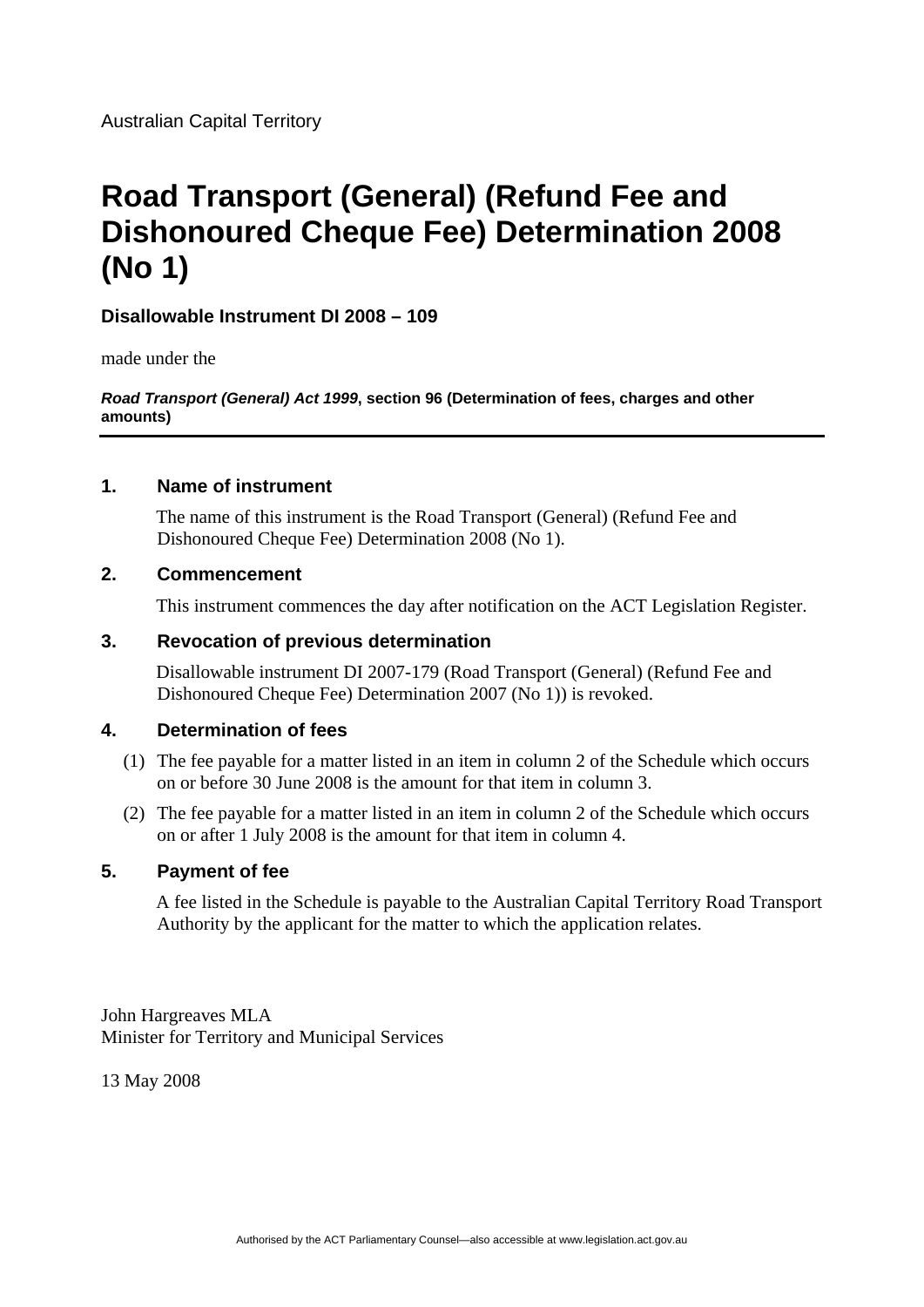Australian Capital Territory

# Road Transport (General) (Refund Fee and Dishonoured Cheque Fee) Determination 2008 (No 1)

**Disallowable Instrument DI 2008 – 109**

made under the

***Road Transport (General) Act 1999*, section 96 (Determination of fees, charges and other amounts)**

---

## 1. Name of instrument

The name of this instrument is the Road Transport (General) (Refund Fee and Dishonoured Cheque Fee) Determination 2008 (No 1).

## 2. Commencement

This instrument commences the day after notification on the ACT Legislation Register.

## 3. Revocation of previous determination

Disallowable instrument DI 2007-179 (Road Transport (General) (Refund Fee and Dishonoured Cheque Fee) Determination 2007 (No 1)) is revoked.

## 4. Determination of fees

(1) The fee payable for a matter listed in an item in column 2 of the Schedule which occurs on or before 30 June 2008 is the amount for that item in column 3.

(2) The fee payable for a matter listed in an item in column 2 of the Schedule which occurs on or after 1 July 2008 is the amount for that item in column 4.

## 5. Payment of fee

A fee listed in the Schedule is payable to the Australian Capital Territory Road Transport Authority by the applicant for the matter to which the application relates.

John Hargreaves MLA
Minister for Territory and Municipal Services

13 May 2008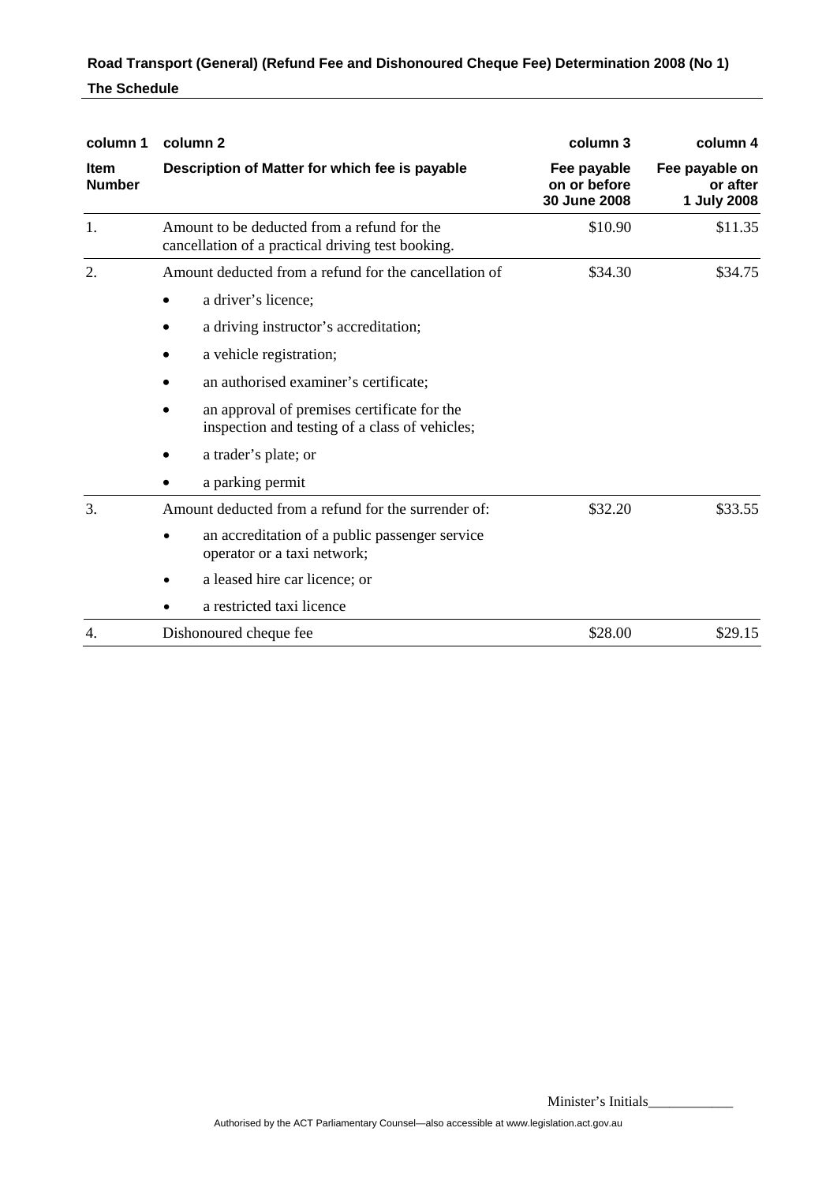## The Schedule

| column 1 | column 2 | column 3 | column 4 |
|---|---|---|---|
| **Item Number** | **Description of Matter for which fee is payable** | **Fee payable on or before 30 June 2008** | **Fee payable on or after 1 July 2008** |
| 1. | Amount to be deducted from a refund for the cancellation of a practical driving test booking. | $10.90 | $11.35 |
| 2. | Amount deducted from a refund for the cancellation of<br>• a driver's licence;<br>• a driving instructor's accreditation;<br>• a vehicle registration;<br>• an authorised examiner's certificate;<br>• an approval of premises certificate for the inspection and testing of a class of vehicles;<br>• a trader's plate; or<br>• a parking permit | $34.30 | $34.75 |
| 3. | Amount deducted from a refund for the surrender of:<br>• an accreditation of a public passenger service operator or a taxi network;<br>• a leased hire car licence; or<br>• a restricted taxi licence | $32.20 | $33.55 |
| 4. | Dishonoured cheque fee | $28.00 | $29.15 |

Minister's Initials____________